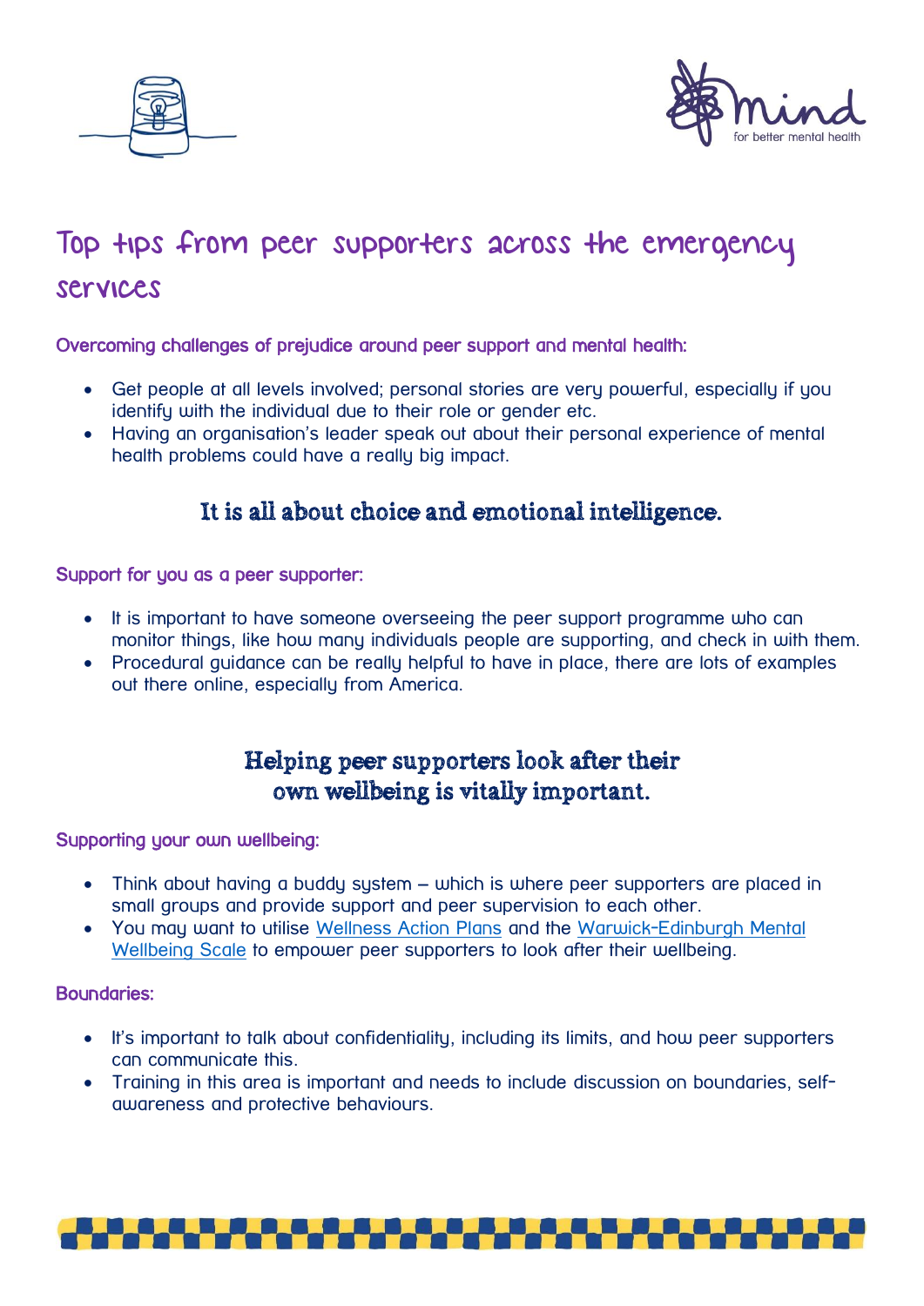# Top tips from peer supporters across the emergency services

### Overcoming challenges of prejudice around peer support and mental health:

- Get people at all levels involved; personal stories are very powerful, especially if you identify with the individual due to their role or gender etc.
- Having an organisation's leader speak out about their personal experience of mental health problems could have a really big impact.

**It is all about choice and emotional intelligence.**

### Support for you as a peer supporter:

- It is important to have someone overseeing the peer support programme who can monitor things, like how many individuals people are supporting, and check in with them.
- Procedural guidance can be really helpful to have in place, there are lots of examples out there online, especially from America.

**Helping peer supporters look after their own wellbeing is vitally important.**

### Supporting your own wellbeing:

- Think about having a buddy system – which is where peer supporters are placed in small groups and provide support and peer supervision to each other.
- You may want to utilise Wellness Action Plans and the Warwick-Edinburgh Mental Wellbeing Scale to empower peer supporters to look after their wellbeing.

### Boundaries:

- It's important to talk about confidentiality, including its limits, and how peer supporters can communicate this.
- Training in this area is important and needs to include discussion on boundaries, self-awareness and protective behaviours.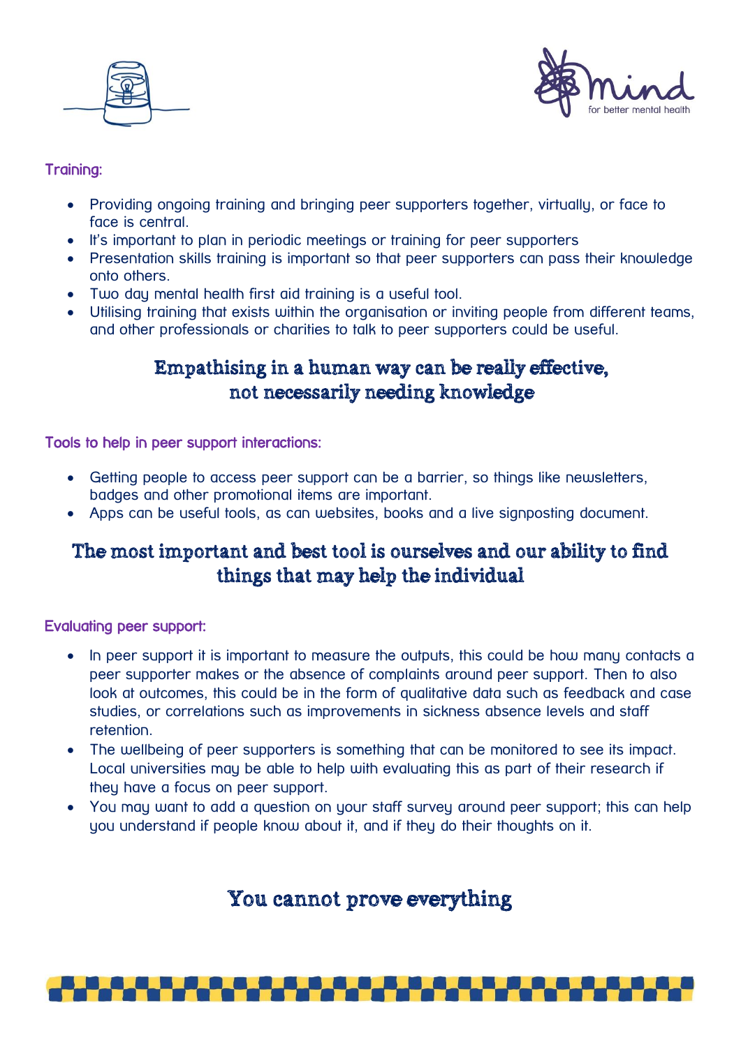## Training:

- Providing ongoing training and bringing peer supporters together, virtually, or face to face is central.
- It's important to plan in periodic meetings or training for peer supporters
- Presentation skills training is important so that peer supporters can pass their knowledge onto others.
- Two day mental health first aid training is a useful tool.
- Utilising training that exists within the organisation or inviting people from different teams, and other professionals or charities to talk to peer supporters could be useful.

**Empathising in a human way can be really effective, not necessarily needing knowledge**

## Tools to help in peer support interactions:

- Getting people to access peer support can be a barrier, so things like newsletters, badges and other promotional items are important.
- Apps can be useful tools, as can websites, books and a live signposting document.

**The most important and best tool is ourselves and our ability to find things that may help the individual**

## Evaluating peer support:

- In peer support it is important to measure the outputs, this could be how many contacts a peer supporter makes or the absence of complaints around peer support. Then to also look at outcomes, this could be in the form of qualitative data such as feedback and case studies, or correlations such as improvements in sickness absence levels and staff retention.
- The wellbeing of peer supporters is something that can be monitored to see its impact. Local universities may be able to help with evaluating this as part of their research if they have a focus on peer support.
- You may want to add a question on your staff survey around peer support; this can help you understand if people know about it, and if they do their thoughts on it.

**You cannot prove everything**